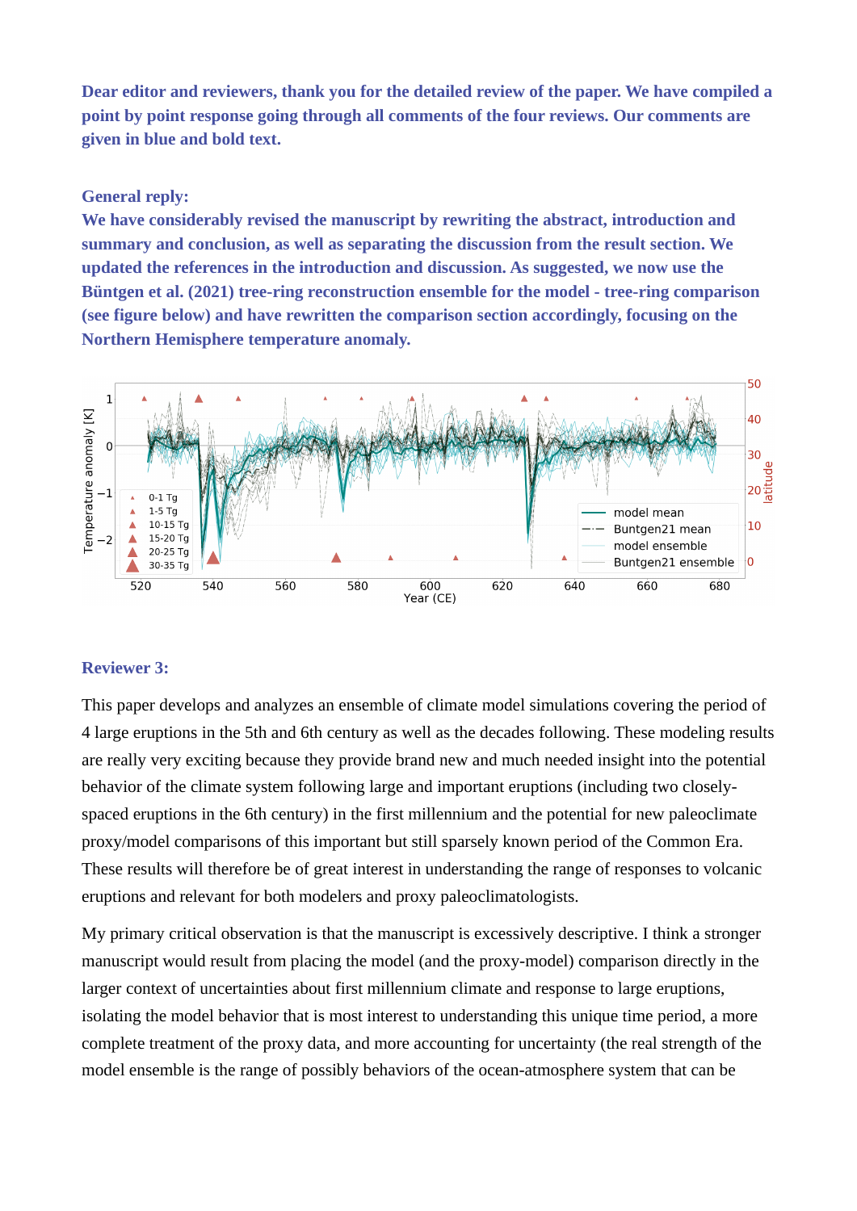**Dear editor and reviewers, thank you for the detailed review of the paper. We have compiled a point by point response going through all comments of the four reviews. Our comments are given in blue and bold text.**

**General reply:**

**We have considerably revised the manuscript by rewriting the abstract, introduction and summary and conclusion, as well as separating the discussion from the result section. We updated the references in the introduction and discussion. As suggested, we now use the Büntgen et al. (2021) tree-ring reconstruction ensemble for the model - tree-ring comparison (see figure below) and have rewritten the comparison section accordingly, focusing on the Northern Hemisphere temperature anomaly.**

## Reviewer 3:

This paper develops and analyzes an ensemble of climate model simulations covering the period of 4 large eruptions in the 5th and 6th century as well as the decades following. These modeling results are really very exciting because they provide brand new and much needed insight into the potential behavior of the climate system following large and important eruptions (including two closely-spaced eruptions in the 6th century) in the first millennium and the potential for new paleoclimate proxy/model comparisons of this important but still sparsely known period of the Common Era. These results will therefore be of great interest in understanding the range of responses to volcanic eruptions and relevant for both modelers and proxy paleoclimatologists.

My primary critical observation is that the manuscript is excessively descriptive. I think a stronger manuscript would result from placing the model (and the proxy-model) comparison directly in the larger context of uncertainties about first millennium climate and response to large eruptions, isolating the model behavior that is most interest to understanding this unique time period, a more complete treatment of the proxy data, and more accounting for uncertainty (the real strength of the model ensemble is the range of possibly behaviors of the ocean-atmosphere system that can be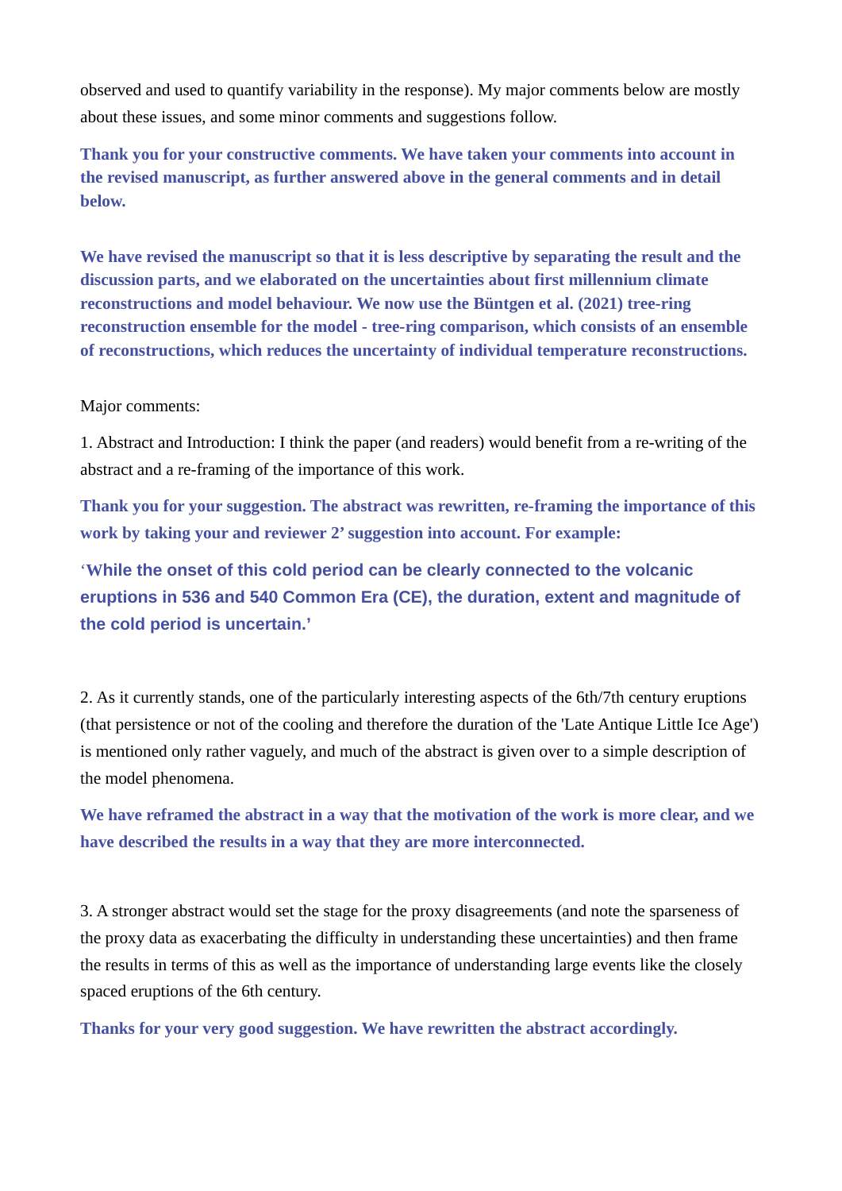observed and used to quantify variability in the response). My major comments below are mostly about these issues, and some minor comments and suggestions follow.

**Thank you for your constructive comments. We have taken your comments into account in the revised manuscript, as further answered above in the general comments and in detail below.**

**We have revised the manuscript so that it is less descriptive by separating the result and the discussion parts, and we elaborated on the uncertainties about first millennium climate reconstructions and model behaviour. We now use the Büntgen et al. (2021) tree-ring reconstruction ensemble for the model - tree-ring comparison, which consists of an ensemble of reconstructions, which reduces the uncertainty of individual temperature reconstructions.**

Major comments:

1. Abstract and Introduction: I think the paper (and readers) would benefit from a re-writing of the abstract and a re-framing of the importance of this work.

**Thank you for your suggestion. The abstract was rewritten, re-framing the importance of this work by taking your and reviewer 2' suggestion into account. For example:**

**'While the onset of this cold period can be clearly connected to the volcanic eruptions in 536 and 540 Common Era (CE), the duration, extent and magnitude of the cold period is uncertain.'**

2. As it currently stands, one of the particularly interesting aspects of the 6th/7th century eruptions (that persistence or not of the cooling and therefore the duration of the 'Late Antique Little Ice Age') is mentioned only rather vaguely, and much of the abstract is given over to a simple description of the model phenomena.

**We have reframed the abstract in a way that the motivation of the work is more clear, and we have described the results in a way that they are more interconnected.**

3. A stronger abstract would set the stage for the proxy disagreements (and note the sparseness of the proxy data as exacerbating the difficulty in understanding these uncertainties) and then frame the results in terms of this as well as the importance of understanding large events like the closely spaced eruptions of the 6th century.

**Thanks for your very good suggestion. We have rewritten the abstract accordingly.**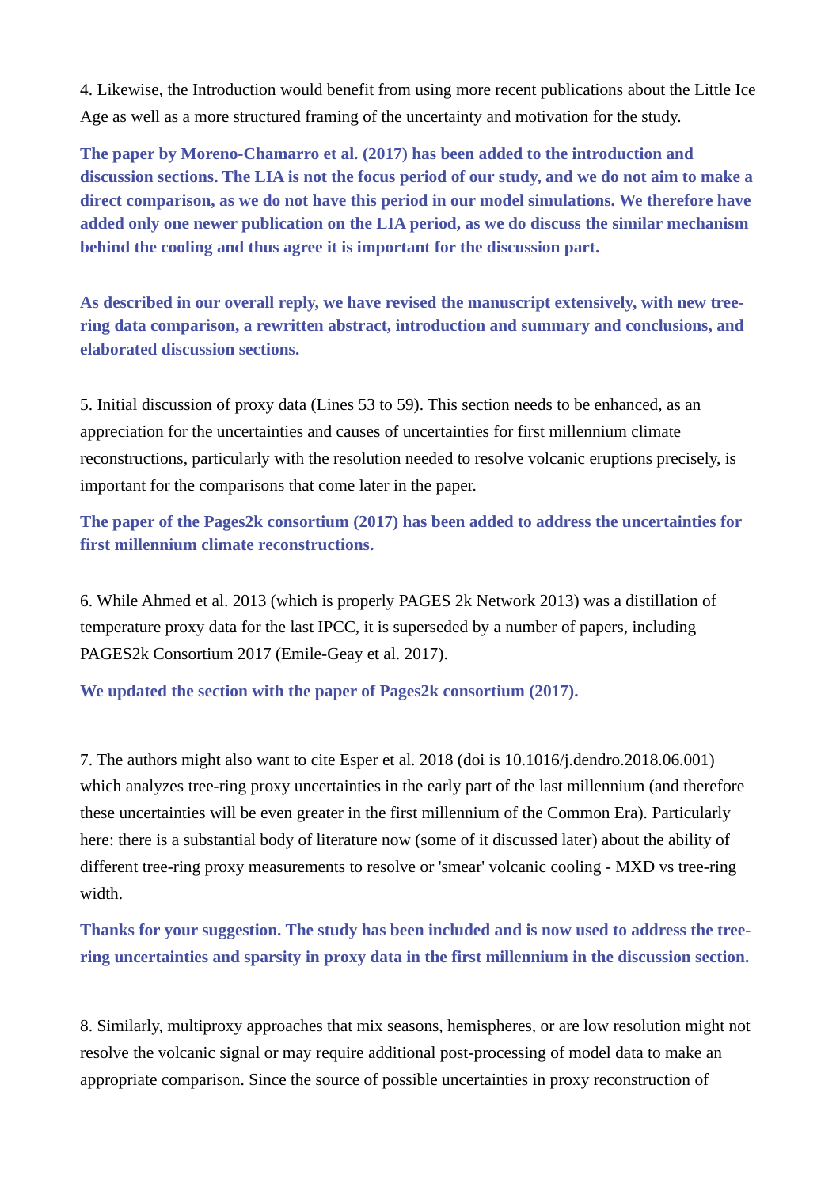4. Likewise, the Introduction would benefit from using more recent publications about the Little Ice Age as well as a more structured framing of the uncertainty and motivation for the study.

**The paper by Moreno-Chamarro et al. (2017) has been added to the introduction and discussion sections. The LIA is not the focus period of our study, and we do not aim to make a direct comparison, as we do not have this period in our model simulations. We therefore have added only one newer publication on the LIA period, as we do discuss the similar mechanism behind the cooling and thus agree it is important for the discussion part.**

**As described in our overall reply, we have revised the manuscript extensively, with new tree-ring data comparison, a rewritten abstract, introduction and summary and conclusions, and elaborated discussion sections.**

5. Initial discussion of proxy data (Lines 53 to 59). This section needs to be enhanced, as an appreciation for the uncertainties and causes of uncertainties for first millennium climate reconstructions, particularly with the resolution needed to resolve volcanic eruptions precisely, is important for the comparisons that come later in the paper.

**The paper of the Pages2k consortium (2017) has been added to address the uncertainties for first millennium climate reconstructions.**

6. While Ahmed et al. 2013 (which is properly PAGES 2k Network 2013) was a distillation of temperature proxy data for the last IPCC, it is superseded by a number of papers, including PAGES2k Consortium 2017 (Emile-Geay et al. 2017).

**We updated the section with the paper of Pages2k consortium (2017).**

7. The authors might also want to cite Esper et al. 2018 (doi is 10.1016/j.dendro.2018.06.001) which analyzes tree-ring proxy uncertainties in the early part of the last millennium (and therefore these uncertainties will be even greater in the first millennium of the Common Era). Particularly here: there is a substantial body of literature now (some of it discussed later) about the ability of different tree-ring proxy measurements to resolve or 'smear' volcanic cooling - MXD vs tree-ring width.

**Thanks for your suggestion. The study has been included and is now used to address the tree-ring uncertainties and sparsity in proxy data in the first millennium in the discussion section.**

8. Similarly, multiproxy approaches that mix seasons, hemispheres, or are low resolution might not resolve the volcanic signal or may require additional post-processing of model data to make an appropriate comparison. Since the source of possible uncertainties in proxy reconstruction of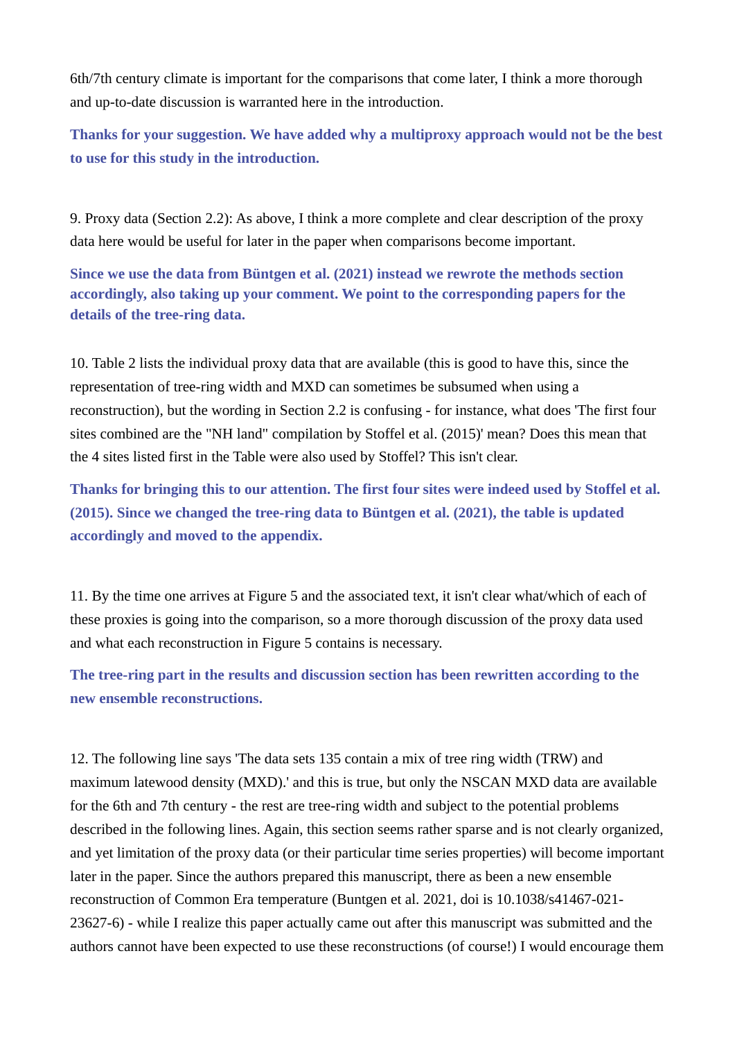6th/7th century climate is important for the comparisons that come later, I think a more thorough and up-to-date discussion is warranted here in the introduction.

**Thanks for your suggestion. We have added why a multiproxy approach would not be the best to use for this study in the introduction.**

9. Proxy data (Section 2.2): As above, I think a more complete and clear description of the proxy data here would be useful for later in the paper when comparisons become important.

**Since we use the data from Büntgen et al. (2021) instead we rewrote the methods section accordingly, also taking up your comment. We point to the corresponding papers for the details of the tree-ring data.**

10. Table 2 lists the individual proxy data that are available (this is good to have this, since the representation of tree-ring width and MXD can sometimes be subsumed when using a reconstruction), but the wording in Section 2.2 is confusing - for instance, what does 'The first four sites combined are the "NH land" compilation by Stoffel et al. (2015)' mean? Does this mean that the 4 sites listed first in the Table were also used by Stoffel? This isn't clear.

**Thanks for bringing this to our attention. The first four sites were indeed used by Stoffel et al. (2015). Since we changed the tree-ring data to Büntgen et al. (2021), the table is updated accordingly and moved to the appendix.**

11. By the time one arrives at Figure 5 and the associated text, it isn't clear what/which of each of these proxies is going into the comparison, so a more thorough discussion of the proxy data used and what each reconstruction in Figure 5 contains is necessary.

**The tree-ring part in the results and discussion section has been rewritten according to the new ensemble reconstructions.**

12. The following line says 'The data sets 135 contain a mix of tree ring width (TRW) and maximum latewood density (MXD).' and this is true, but only the NSCAN MXD data are available for the 6th and 7th century - the rest are tree-ring width and subject to the potential problems described in the following lines. Again, this section seems rather sparse and is not clearly organized, and yet limitation of the proxy data (or their particular time series properties) will become important later in the paper. Since the authors prepared this manuscript, there as been a new ensemble reconstruction of Common Era temperature (Buntgen et al. 2021, doi is 10.1038/s41467-021-23627-6) - while I realize this paper actually came out after this manuscript was submitted and the authors cannot have been expected to use these reconstructions (of course!) I would encourage them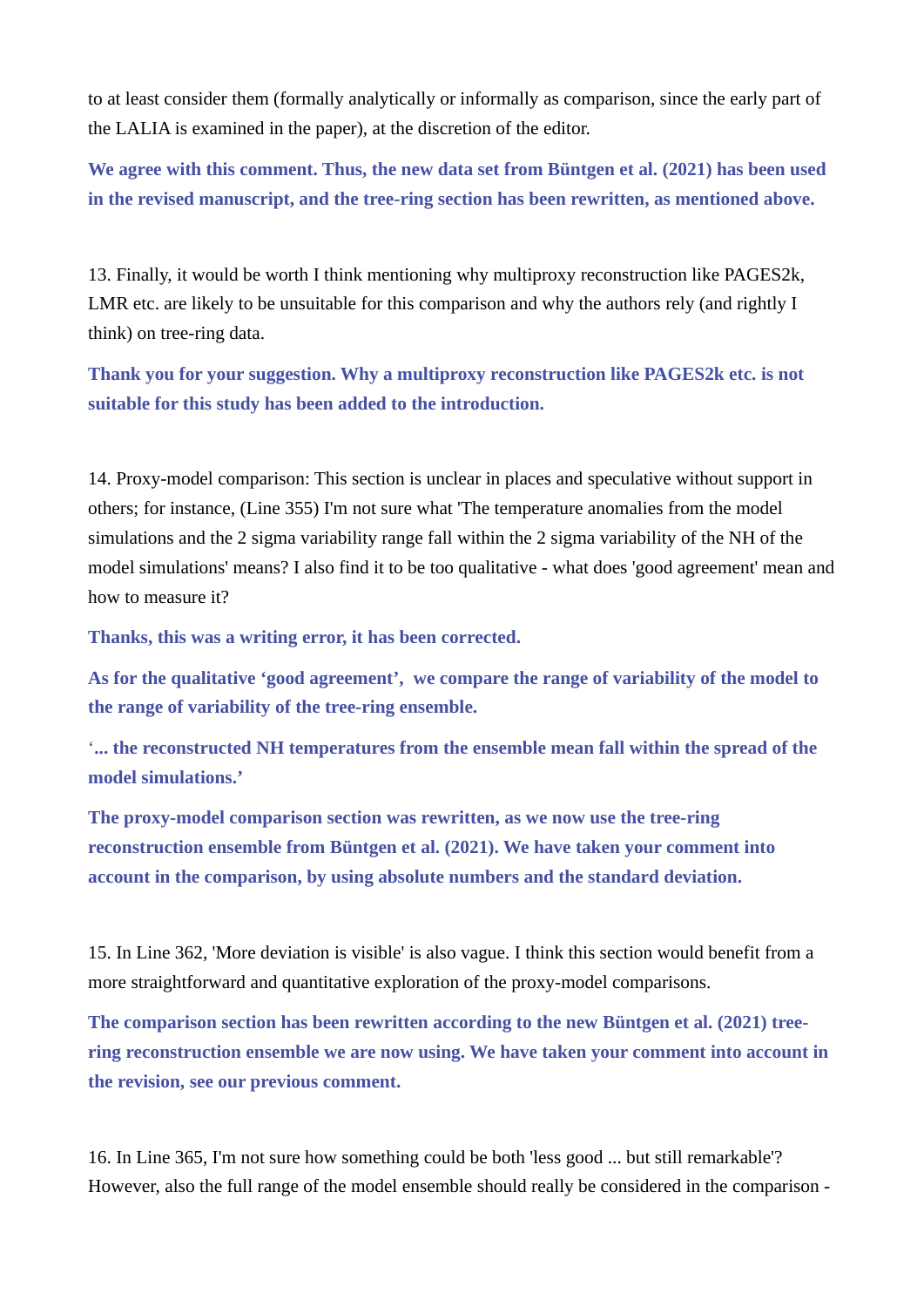to at least consider them (formally analytically or informally as comparison, since the early part of the LALIA is examined in the paper), at the discretion of the editor.

**We agree with this comment. Thus, the new data set from Büntgen et al. (2021) has been used in the revised manuscript, and the tree-ring section has been rewritten, as mentioned above.**

13. Finally, it would be worth I think mentioning why multiproxy reconstruction like PAGES2k, LMR etc. are likely to be unsuitable for this comparison and why the authors rely (and rightly I think) on tree-ring data.

**Thank you for your suggestion. Why a multiproxy reconstruction like PAGES2k etc. is not suitable for this study has been added to the introduction.**

14. Proxy-model comparison: This section is unclear in places and speculative without support in others; for instance, (Line 355) I'm not sure what 'The temperature anomalies from the model simulations and the 2 sigma variability range fall within the 2 sigma variability of the NH of the model simulations' means? I also find it to be too qualitative - what does 'good agreement' mean and how to measure it?

**Thanks, this was a writing error, it has been corrected.**

**As for the qualitative 'good agreement', we compare the range of variability of the model to the range of variability of the tree-ring ensemble.**

**'... the reconstructed NH temperatures from the ensemble mean fall within the spread of the model simulations.'**

**The proxy-model comparison section was rewritten, as we now use the tree-ring reconstruction ensemble from Büntgen et al. (2021). We have taken your comment into account in the comparison, by using absolute numbers and the standard deviation.**

15. In Line 362, 'More deviation is visible' is also vague. I think this section would benefit from a more straightforward and quantitative exploration of the proxy-model comparisons.

**The comparison section has been rewritten according to the new Büntgen et al. (2021) tree-ring reconstruction ensemble we are now using. We have taken your comment into account in the revision, see our previous comment.**

16. In Line 365, I'm not sure how something could be both 'less good ... but still remarkable'? However, also the full range of the model ensemble should really be considered in the comparison -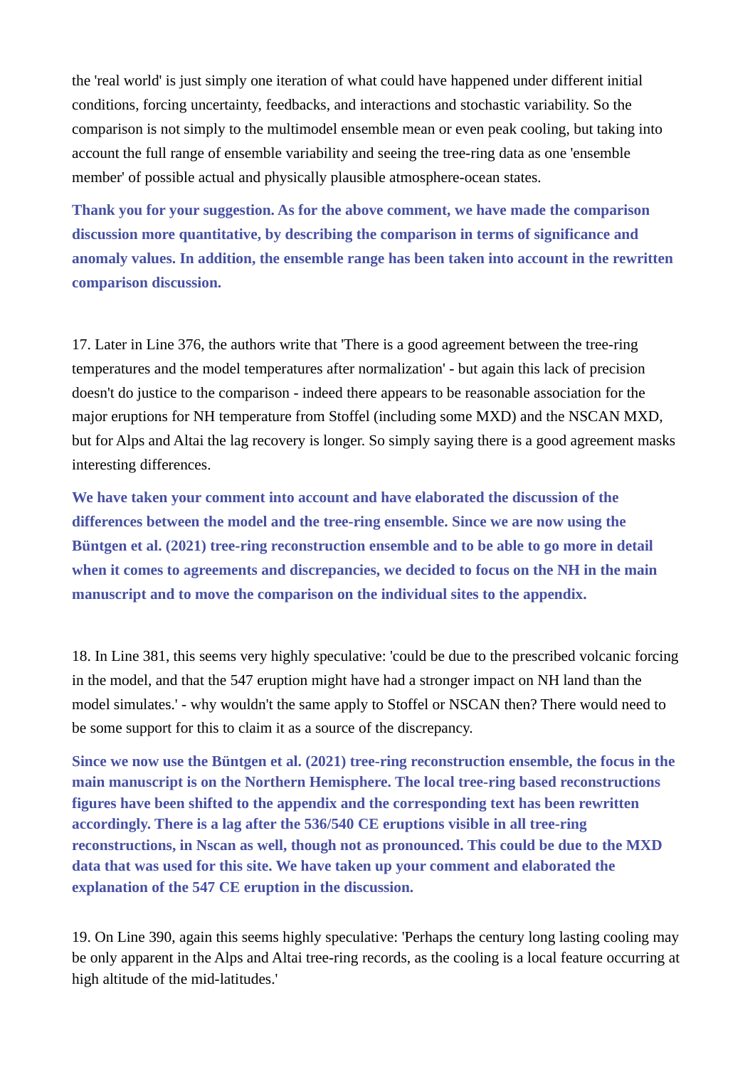the 'real world' is just simply one iteration of what could have happened under different initial conditions, forcing uncertainty, feedbacks, and interactions and stochastic variability. So the comparison is not simply to the multimodel ensemble mean or even peak cooling, but taking into account the full range of ensemble variability and seeing the tree-ring data as one 'ensemble member' of possible actual and physically plausible atmosphere-ocean states.

**Thank you for your suggestion. As for the above comment, we have made the comparison discussion more quantitative, by describing the comparison in terms of significance and anomaly values. In addition, the ensemble range has been taken into account in the rewritten comparison discussion.**

17. Later in Line 376, the authors write that 'There is a good agreement between the tree-ring temperatures and the model temperatures after normalization' - but again this lack of precision doesn't do justice to the comparison - indeed there appears to be reasonable association for the major eruptions for NH temperature from Stoffel (including some MXD) and the NSCAN MXD, but for Alps and Altai the lag recovery is longer. So simply saying there is a good agreement masks interesting differences.

**We have taken your comment into account and have elaborated the discussion of the differences between the model and the tree-ring ensemble. Since we are now using the Büntgen et al. (2021) tree-ring reconstruction ensemble and to be able to go more in detail when it comes to agreements and discrepancies, we decided to focus on the NH in the main manuscript and to move the comparison on the individual sites to the appendix.**

18. In Line 381, this seems very highly speculative: 'could be due to the prescribed volcanic forcing in the model, and that the 547 eruption might have had a stronger impact on NH land than the model simulates.' - why wouldn't the same apply to Stoffel or NSCAN then? There would need to be some support for this to claim it as a source of the discrepancy.

**Since we now use the Büntgen et al. (2021) tree-ring reconstruction ensemble, the focus in the main manuscript is on the Northern Hemisphere. The local tree-ring based reconstructions figures have been shifted to the appendix and the corresponding text has been rewritten accordingly. There is a lag after the 536/540 CE eruptions visible in all tree-ring reconstructions, in Nscan as well, though not as pronounced. This could be due to the MXD data that was used for this site. We have taken up your comment and elaborated the explanation of the 547 CE eruption in the discussion.**

19. On Line 390, again this seems highly speculative: 'Perhaps the century long lasting cooling may be only apparent in the Alps and Altai tree-ring records, as the cooling is a local feature occurring at high altitude of the mid-latitudes.'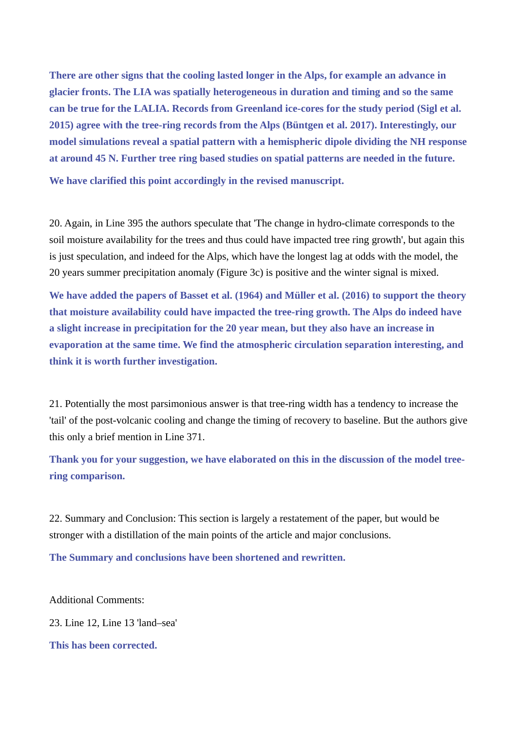**There are other signs that the cooling lasted longer in the Alps, for example an advance in glacier fronts. The LIA was spatially heterogeneous in duration and timing and so the same can be true for the LALIA. Records from Greenland ice-cores for the study period (Sigl et al. 2015) agree with the tree-ring records from the Alps (Büntgen et al. 2017). Interestingly, our model simulations reveal a spatial pattern with a hemispheric dipole dividing the NH response at around 45 N. Further tree ring based studies on spatial patterns are needed in the future.**

**We have clarified this point accordingly in the revised manuscript.**

20. Again, in Line 395 the authors speculate that 'The change in hydro-climate corresponds to the soil moisture availability for the trees and thus could have impacted tree ring growth', but again this is just speculation, and indeed for the Alps, which have the longest lag at odds with the model, the 20 years summer precipitation anomaly (Figure 3c) is positive and the winter signal is mixed.

**We have added the papers of Basset et al. (1964) and Müller et al. (2016) to support the theory that moisture availability could have impacted the tree-ring growth. The Alps do indeed have a slight increase in precipitation for the 20 year mean, but they also have an increase in evaporation at the same time. We find the atmospheric circulation separation interesting, and think it is worth further investigation.**

21. Potentially the most parsimonious answer is that tree-ring width has a tendency to increase the 'tail' of the post-volcanic cooling and change the timing of recovery to baseline. But the authors give this only a brief mention in Line 371.

**Thank you for your suggestion, we have elaborated on this in the discussion of the model tree-ring comparison.**

22. Summary and Conclusion: This section is largely a restatement of the paper, but would be stronger with a distillation of the main points of the article and major conclusions.

**The Summary and conclusions have been shortened and rewritten.**

Additional Comments:

23. Line 12, Line 13 'land–sea'

**This has been corrected.**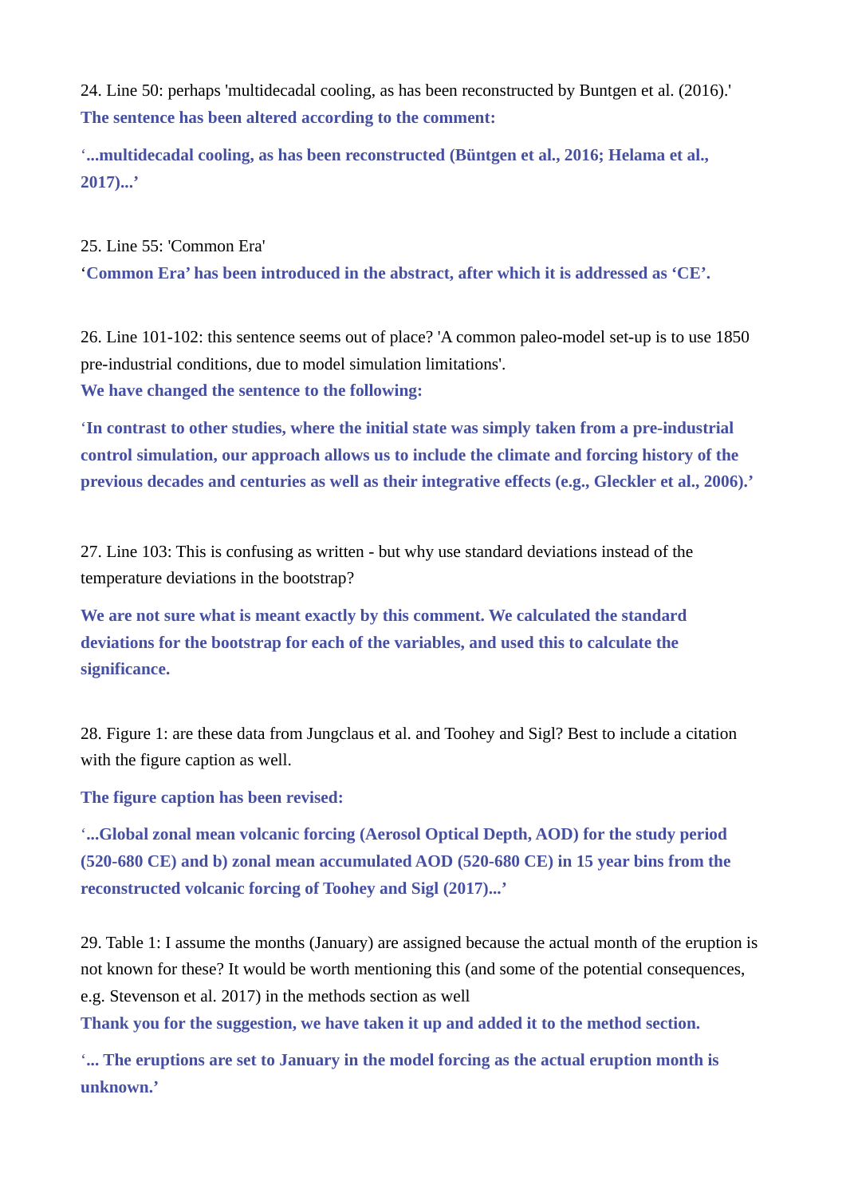24. Line 50: perhaps 'multidecadal cooling, as has been reconstructed by Buntgen et al. (2016).'

**The sentence has been altered according to the comment:**

**'...multidecadal cooling, as has been reconstructed (Büntgen et al., 2016; Helama et al., 2017)...'**

25. Line 55: 'Common Era'

**'Common Era' has been introduced in the abstract, after which it is addressed as 'CE'.**

26. Line 101-102: this sentence seems out of place? 'A common paleo-model set-up is to use 1850 pre-industrial conditions, due to model simulation limitations'.

**We have changed the sentence to the following:**

**'In contrast to other studies, where the initial state was simply taken from a pre-industrial control simulation, our approach allows us to include the climate and forcing history of the previous decades and centuries as well as their integrative effects (e.g., Gleckler et al., 2006).'**

27. Line 103: This is confusing as written - but why use standard deviations instead of the temperature deviations in the bootstrap?

**We are not sure what is meant exactly by this comment. We calculated the standard deviations for the bootstrap for each of the variables, and used this to calculate the significance.**

28. Figure 1: are these data from Jungclaus et al. and Toohey and Sigl? Best to include a citation with the figure caption as well.

**The figure caption has been revised:**

**'...Global zonal mean volcanic forcing (Aerosol Optical Depth, AOD) for the study period (520-680 CE) and b) zonal mean accumulated AOD (520-680 CE) in 15 year bins from the reconstructed volcanic forcing of Toohey and Sigl (2017)...'**

29. Table 1: I assume the months (January) are assigned because the actual month of the eruption is not known for these? It would be worth mentioning this (and some of the potential consequences, e.g. Stevenson et al. 2017) in the methods section as well

**Thank you for the suggestion, we have taken it up and added it to the method section.**

**'... The eruptions are set to January in the model forcing as the actual eruption month is unknown.'**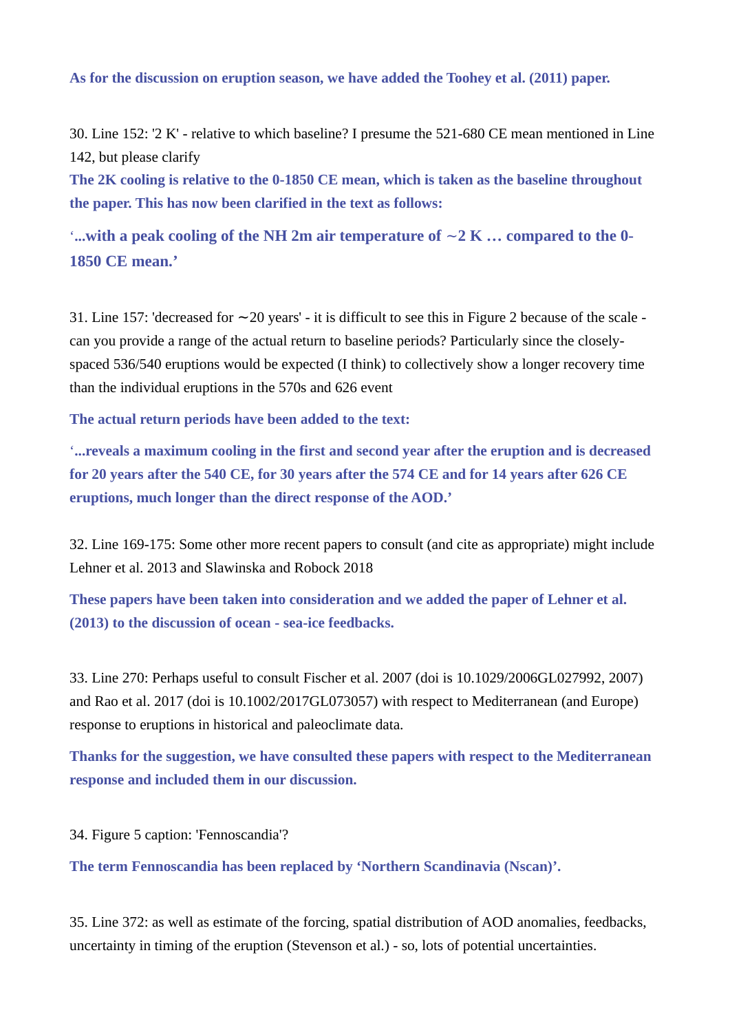**As for the discussion on eruption season, we have added the Toohey et al. (2011) paper.**

30. Line 152: '2 K' - relative to which baseline? I presume the 521-680 CE mean mentioned in Line 142, but please clarify

**The 2K cooling is relative to the 0-1850 CE mean, which is taken as the baseline throughout the paper. This has now been clarified in the text as follows:**

**'...with a peak cooling of the NH 2m air temperature of ∼2 K … compared to the 0-1850 CE mean.'**

31. Line 157: 'decreased for ∼20 years' - it is difficult to see this in Figure 2 because of the scale - can you provide a range of the actual return to baseline periods? Particularly since the closely-spaced 536/540 eruptions would be expected (I think) to collectively show a longer recovery time than the individual eruptions in the 570s and 626 event

**The actual return periods have been added to the text:**

**'...reveals a maximum cooling in the first and second year after the eruption and is decreased for 20 years after the 540 CE, for 30 years after the 574 CE and for 14 years after 626 CE eruptions, much longer than the direct response of the AOD.'**

32. Line 169-175: Some other more recent papers to consult (and cite as appropriate) might include Lehner et al. 2013 and Slawinska and Robock 2018

**These papers have been taken into consideration and we added the paper of Lehner et al. (2013) to the discussion of ocean - sea-ice feedbacks.**

33. Line 270: Perhaps useful to consult Fischer et al. 2007 (doi is 10.1029/2006GL027992, 2007) and Rao et al. 2017 (doi is 10.1002/2017GL073057) with respect to Mediterranean (and Europe) response to eruptions in historical and paleoclimate data.

**Thanks for the suggestion, we have consulted these papers with respect to the Mediterranean response and included them in our discussion.**

34. Figure 5 caption: 'Fennoscandia'?

**The term Fennoscandia has been replaced by 'Northern Scandinavia (Nscan)'.**

35. Line 372: as well as estimate of the forcing, spatial distribution of AOD anomalies, feedbacks, uncertainty in timing of the eruption (Stevenson et al.) - so, lots of potential uncertainties.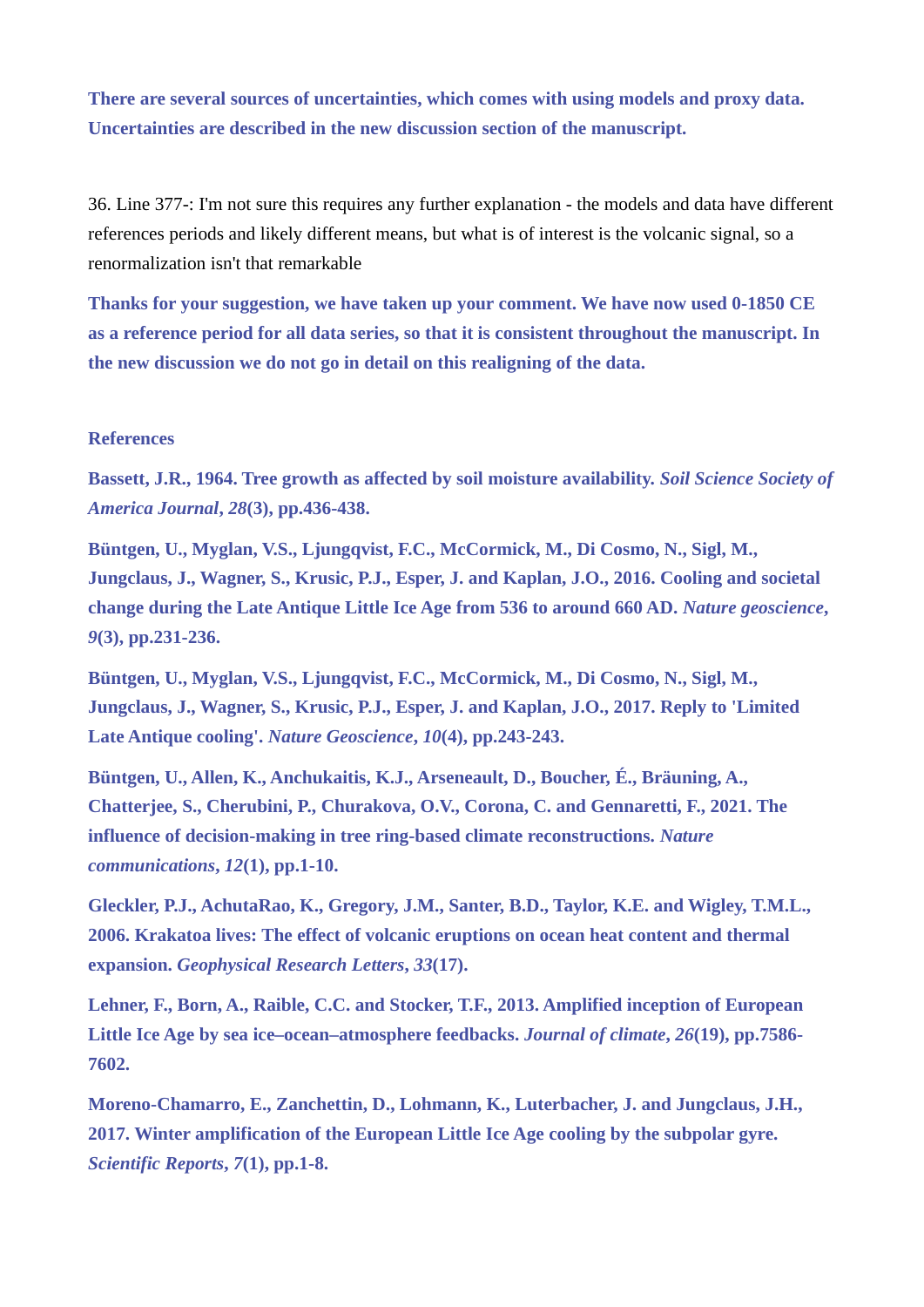**There are several sources of uncertainties, which comes with using models and proxy data. Uncertainties are described in the new discussion section of the manuscript.**

36. Line 377-: I'm not sure this requires any further explanation - the models and data have different references periods and likely different means, but what is of interest is the volcanic signal, so a renormalization isn't that remarkable

**Thanks for your suggestion, we have taken up your comment. We have now used 0-1850 CE as a reference period for all data series, so that it is consistent throughout the manuscript. In the new discussion we do not go in detail on this realigning of the data.**

**References**

**Bassett, J.R., 1964. Tree growth as affected by soil moisture availability. *Soil Science Society of America Journal*, *28*(3), pp.436-438.**

**Büntgen, U., Myglan, V.S., Ljungqvist, F.C., McCormick, M., Di Cosmo, N., Sigl, M., Jungclaus, J., Wagner, S., Krusic, P.J., Esper, J. and Kaplan, J.O., 2016. Cooling and societal change during the Late Antique Little Ice Age from 536 to around 660 AD. *Nature geoscience*, *9*(3), pp.231-236.**

**Büntgen, U., Myglan, V.S., Ljungqvist, F.C., McCormick, M., Di Cosmo, N., Sigl, M., Jungclaus, J., Wagner, S., Krusic, P.J., Esper, J. and Kaplan, J.O., 2017. Reply to 'Limited Late Antique cooling'. *Nature Geoscience*, *10*(4), pp.243-243.**

**Büntgen, U., Allen, K., Anchukaitis, K.J., Arseneault, D., Boucher, É., Bräuning, A., Chatterjee, S., Cherubini, P., Churakova, O.V., Corona, C. and Gennaretti, F., 2021. The influence of decision-making in tree ring-based climate reconstructions. *Nature communications*, *12*(1), pp.1-10.**

**Gleckler, P.J., AchutaRao, K., Gregory, J.M., Santer, B.D., Taylor, K.E. and Wigley, T.M.L., 2006. Krakatoa lives: The effect of volcanic eruptions on ocean heat content and thermal expansion. *Geophysical Research Letters*, *33*(17).**

**Lehner, F., Born, A., Raible, C.C. and Stocker, T.F., 2013. Amplified inception of European Little Ice Age by sea ice–ocean–atmosphere feedbacks. *Journal of climate*, *26*(19), pp.7586-7602.**

**Moreno-Chamarro, E., Zanchettin, D., Lohmann, K., Luterbacher, J. and Jungclaus, J.H., 2017. Winter amplification of the European Little Ice Age cooling by the subpolar gyre. *Scientific Reports*, *7*(1), pp.1-8.**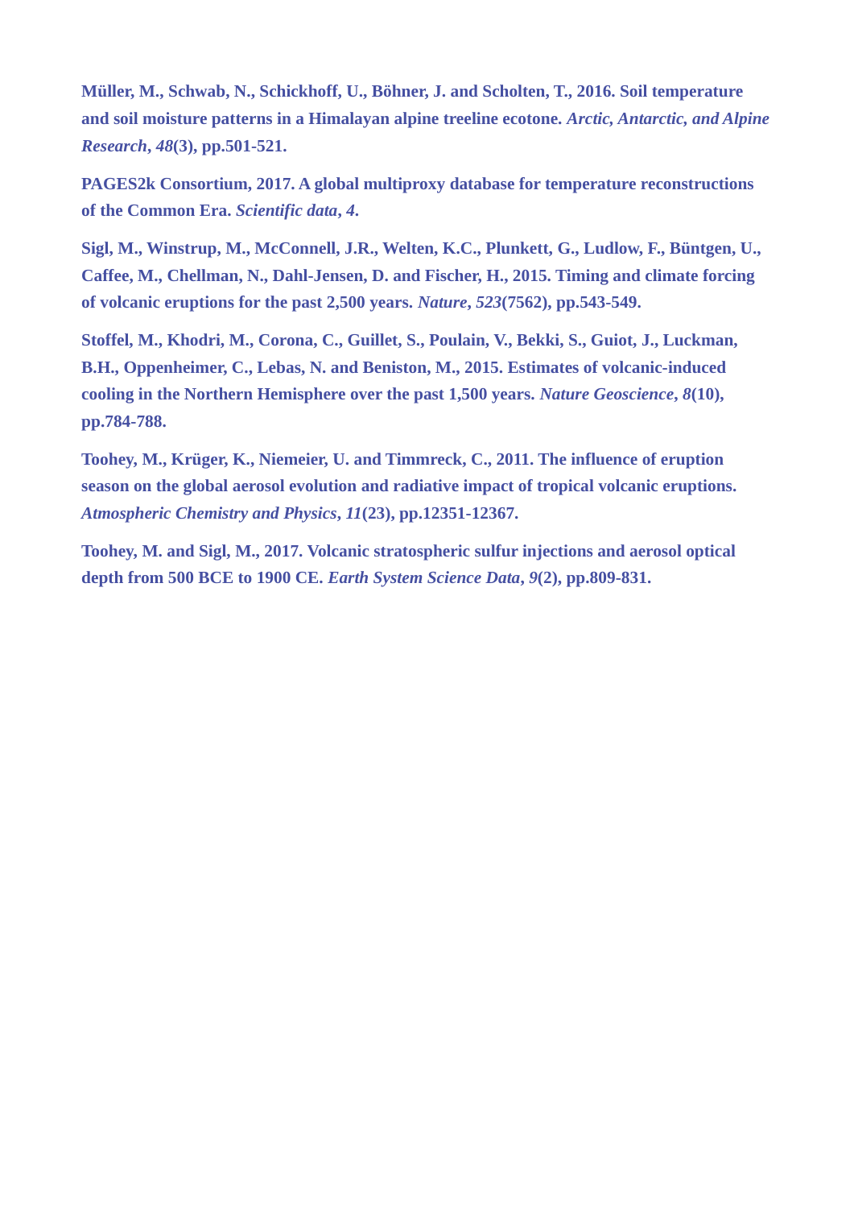Müller, M., Schwab, N., Schickhoff, U., Böhner, J. and Scholten, T., 2016. Soil temperature and soil moisture patterns in a Himalayan alpine treeline ecotone. *Arctic, Antarctic, and Alpine Research*, *48*(3), pp.501-521.

PAGES2k Consortium, 2017. A global multiproxy database for temperature reconstructions of the Common Era. *Scientific data*, *4*.

Sigl, M., Winstrup, M., McConnell, J.R., Welten, K.C., Plunkett, G., Ludlow, F., Büntgen, U., Caffee, M., Chellman, N., Dahl-Jensen, D. and Fischer, H., 2015. Timing and climate forcing of volcanic eruptions for the past 2,500 years. *Nature*, *523*(7562), pp.543-549.

Stoffel, M., Khodri, M., Corona, C., Guillet, S., Poulain, V., Bekki, S., Guiot, J., Luckman, B.H., Oppenheimer, C., Lebas, N. and Beniston, M., 2015. Estimates of volcanic-induced cooling in the Northern Hemisphere over the past 1,500 years. *Nature Geoscience*, *8*(10), pp.784-788.

Toohey, M., Krüger, K., Niemeier, U. and Timmreck, C., 2011. The influence of eruption season on the global aerosol evolution and radiative impact of tropical volcanic eruptions. *Atmospheric Chemistry and Physics*, *11*(23), pp.12351-12367.

Toohey, M. and Sigl, M., 2017. Volcanic stratospheric sulfur injections and aerosol optical depth from 500 BCE to 1900 CE. *Earth System Science Data*, *9*(2), pp.809-831.